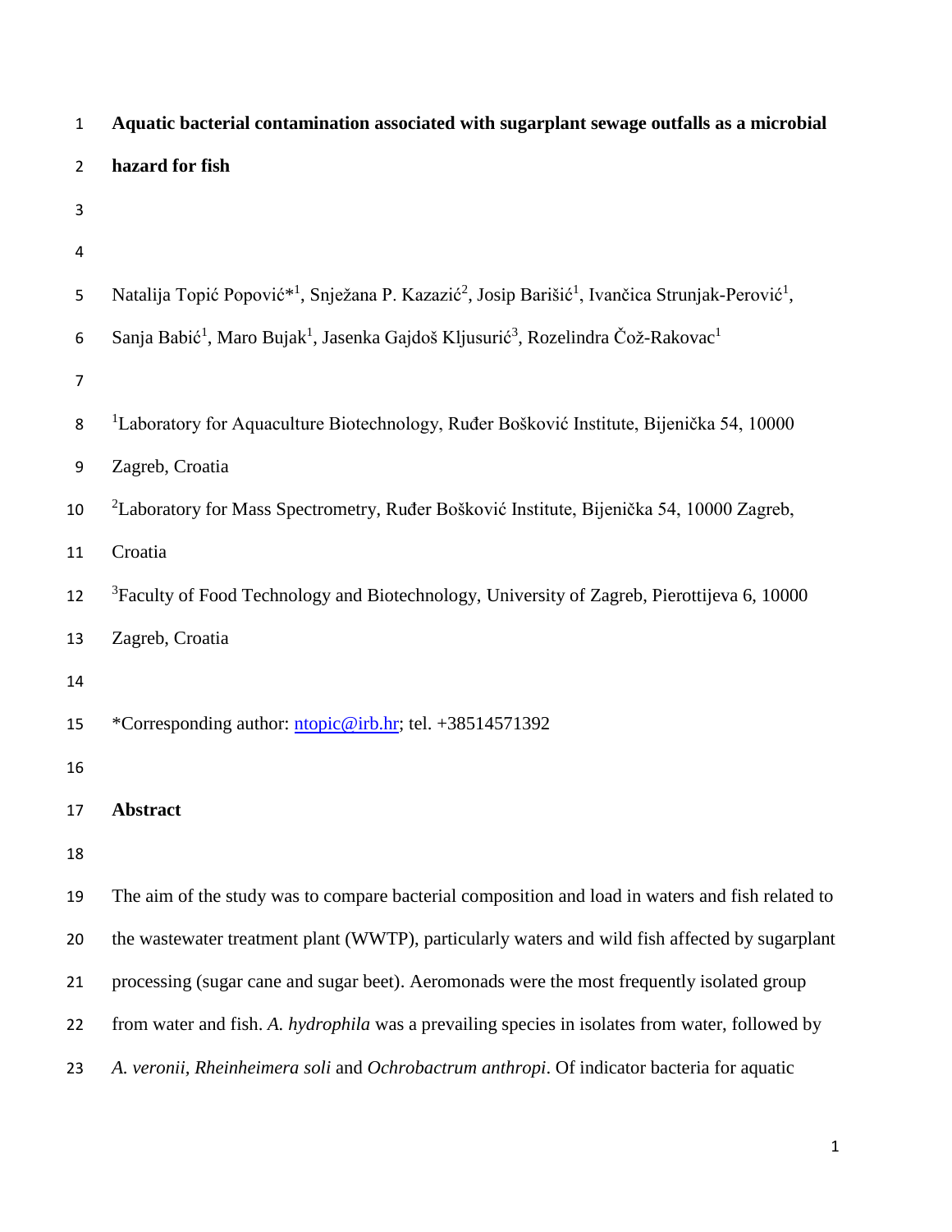# Aquatic bacterial contamination associated with sugarplant sewage outfalls as a microbial hazard for fish

Natalija Topić Popović*[1], Snježana P. Kazazić[2], Josip Barišić[1], Ivančica Strunjak-Perović[1], Sanja Babić[1], Maro Bujak[1], Jasenka Gajdoš Kljusurić[3], Rozelindra Čož-Rakovac[1]

[1]Laboratory for Aquaculture Biotechnology, Ruđer Bošković Institute, Bijenička 54, 10000 Zagreb, Croatia

[2]Laboratory for Mass Spectrometry, Ruđer Bošković Institute, Bijenička 54, 10000 Zagreb, Croatia

[3]Faculty of Food Technology and Biotechnology, University of Zagreb, Pierottijeva 6, 10000 Zagreb, Croatia

*Corresponding author: ntopic@irb.hr; tel. +38514571392

## Abstract

The aim of the study was to compare bacterial composition and load in waters and fish related to the wastewater treatment plant (WWTP), particularly waters and wild fish affected by sugarplant processing (sugar cane and sugar beet). Aeromonads were the most frequently isolated group from water and fish. *A. hydrophila* was a prevailing species in isolates from water, followed by *A. veronii*, *Rheinheimera soli* and *Ochrobactrum anthropi*. Of indicator bacteria for aquatic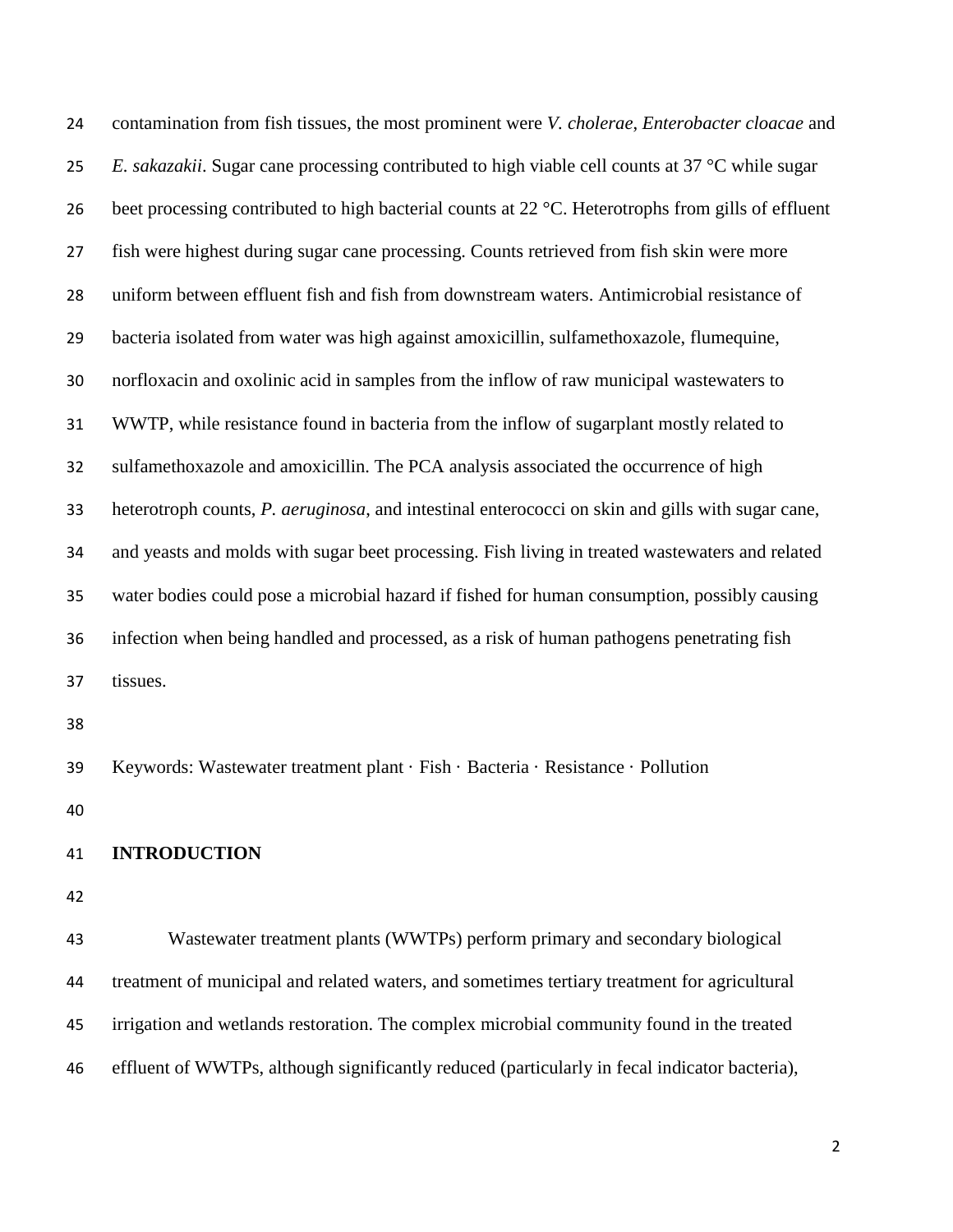contamination from fish tissues, the most prominent were *V. cholerae*, *Enterobacter cloacae* and *E. sakazakii*. Sugar cane processing contributed to high viable cell counts at 37 °C while sugar beet processing contributed to high bacterial counts at 22 °C. Heterotrophs from gills of effluent fish were highest during sugar cane processing. Counts retrieved from fish skin were more uniform between effluent fish and fish from downstream waters. Antimicrobial resistance of bacteria isolated from water was high against amoxicillin, sulfamethoxazole, flumequine, norfloxacin and oxolinic acid in samples from the inflow of raw municipal wastewaters to WWTP, while resistance found in bacteria from the inflow of sugarplant mostly related to sulfamethoxazole and amoxicillin. The PCA analysis associated the occurrence of high heterotroph counts, *P. aeruginosa*, and intestinal enterococci on skin and gills with sugar cane, and yeasts and molds with sugar beet processing. Fish living in treated wastewaters and related water bodies could pose a microbial hazard if fished for human consumption, possibly causing infection when being handled and processed, as a risk of human pathogens penetrating fish tissues.

Keywords: Wastewater treatment plant · Fish · Bacteria · Resistance · Pollution

## INTRODUCTION

Wastewater treatment plants (WWTPs) perform primary and secondary biological treatment of municipal and related waters, and sometimes tertiary treatment for agricultural irrigation and wetlands restoration. The complex microbial community found in the treated effluent of WWTPs, although significantly reduced (particularly in fecal indicator bacteria),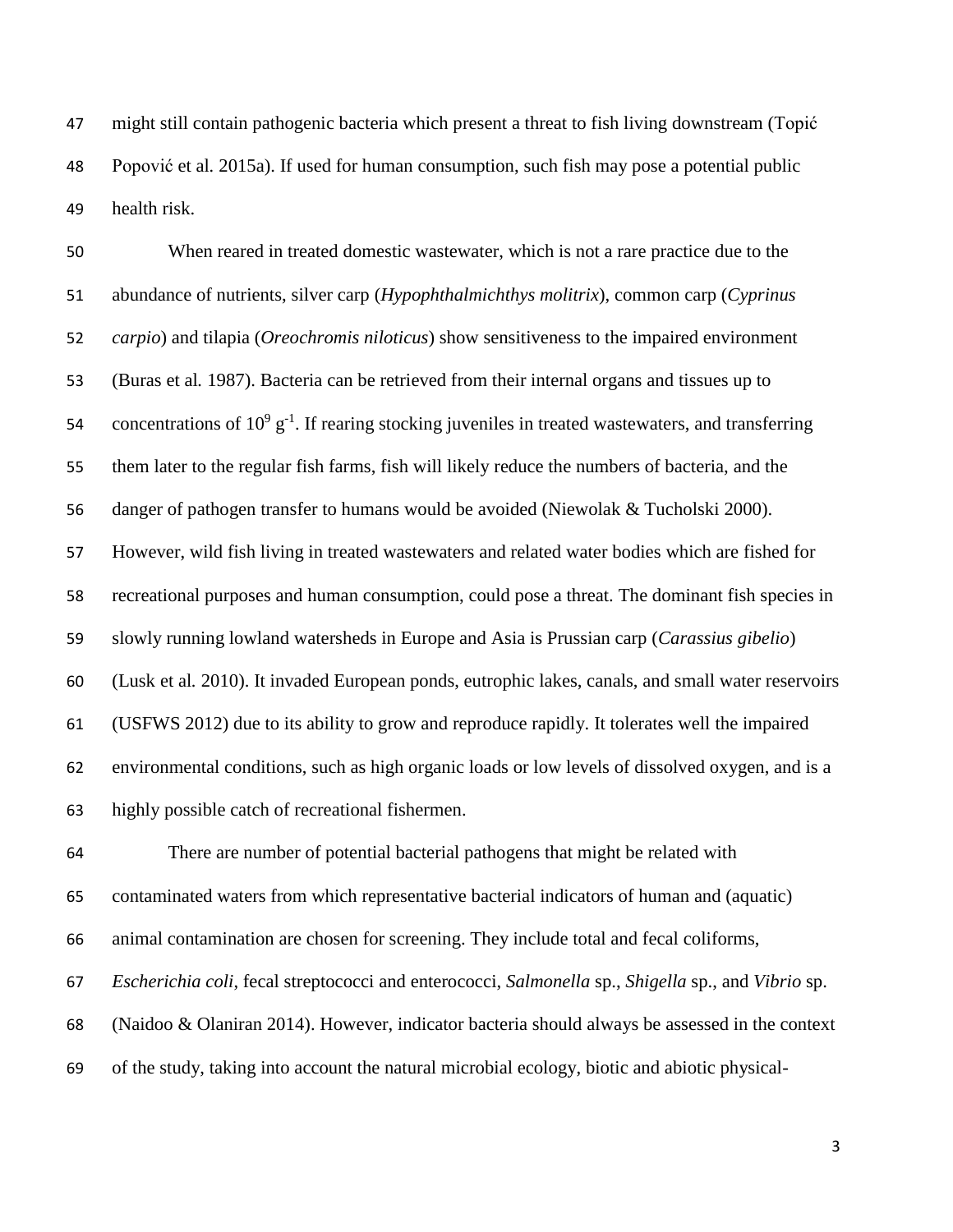might still contain pathogenic bacteria which present a threat to fish living downstream (Topić Popović et al. 2015a). If used for human consumption, such fish may pose a potential public health risk.

When reared in treated domestic wastewater, which is not a rare practice due to the abundance of nutrients, silver carp (*Hypophthalmichthys molitrix*), common carp (*Cyprinus carpio*) and tilapia (*Oreochromis niloticus*) show sensitiveness to the impaired environment (Buras et al. 1987). Bacteria can be retrieved from their internal organs and tissues up to concentrations of $10^9$ $g^{-1}$. If rearing stocking juveniles in treated wastewaters, and transferring them later to the regular fish farms, fish will likely reduce the numbers of bacteria, and the danger of pathogen transfer to humans would be avoided (Niewolak & Tucholski 2000). However, wild fish living in treated wastewaters and related water bodies which are fished for recreational purposes and human consumption, could pose a threat. The dominant fish species in slowly running lowland watersheds in Europe and Asia is Prussian carp (*Carassius gibelio*) (Lusk et al. 2010). It invaded European ponds, eutrophic lakes, canals, and small water reservoirs (USFWS 2012) due to its ability to grow and reproduce rapidly. It tolerates well the impaired environmental conditions, such as high organic loads or low levels of dissolved oxygen, and is a highly possible catch of recreational fishermen.

There are number of potential bacterial pathogens that might be related with contaminated waters from which representative bacterial indicators of human and (aquatic) animal contamination are chosen for screening. They include total and fecal coliforms, *Escherichia coli*, fecal streptococci and enterococci, *Salmonella* sp., *Shigella* sp., and *Vibrio* sp. (Naidoo & Olaniran 2014). However, indicator bacteria should always be assessed in the context of the study, taking into account the natural microbial ecology, biotic and abiotic physical-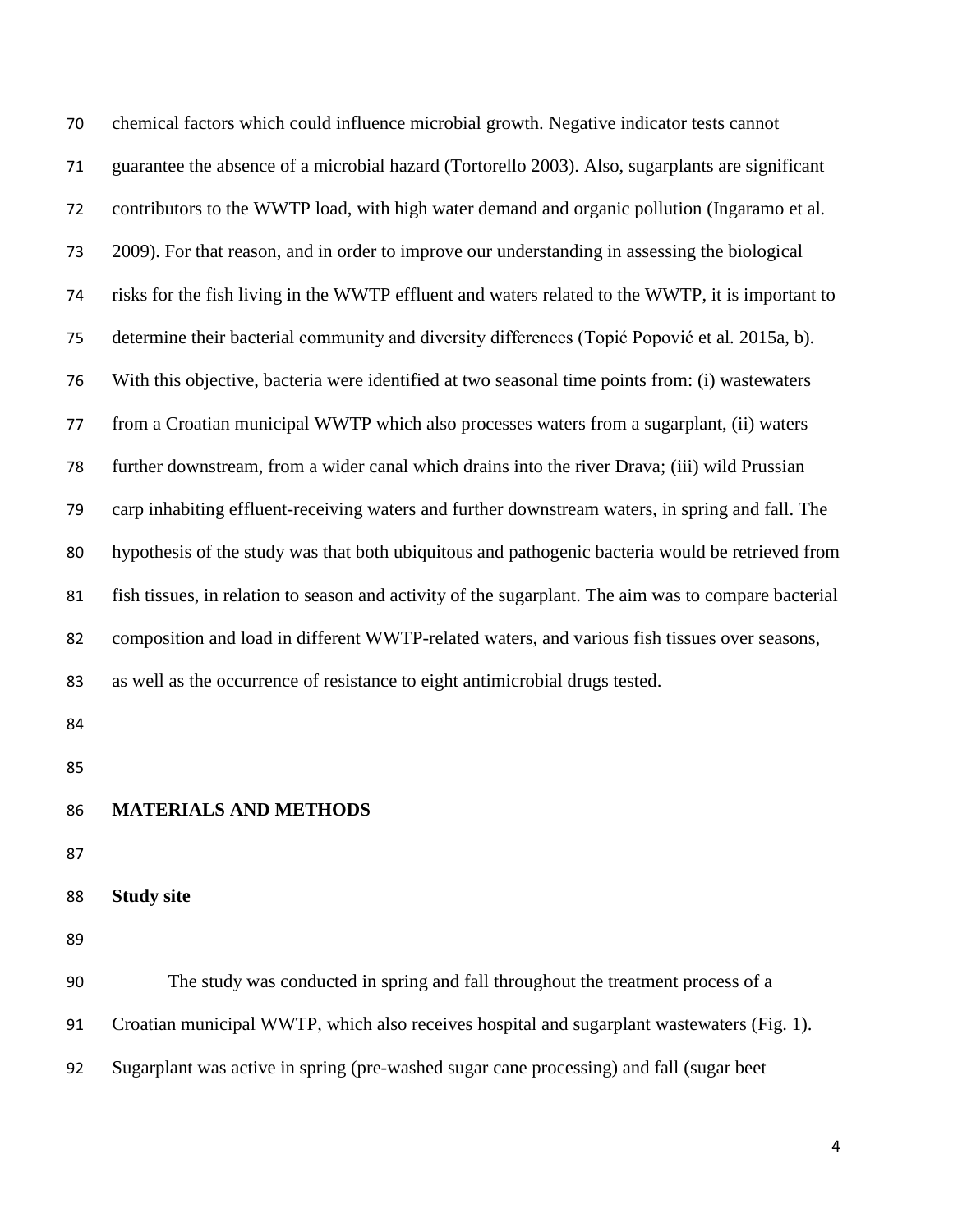chemical factors which could influence microbial growth. Negative indicator tests cannot guarantee the absence of a microbial hazard (Tortorello 2003). Also, sugarplants are significant contributors to the WWTP load, with high water demand and organic pollution (Ingaramo et al. 2009). For that reason, and in order to improve our understanding in assessing the biological risks for the fish living in the WWTP effluent and waters related to the WWTP, it is important to determine their bacterial community and diversity differences (Topić Popović et al. 2015a, b). With this objective, bacteria were identified at two seasonal time points from: (i) wastewaters from a Croatian municipal WWTP which also processes waters from a sugarplant, (ii) waters further downstream, from a wider canal which drains into the river Drava; (iii) wild Prussian carp inhabiting effluent-receiving waters and further downstream waters, in spring and fall. The hypothesis of the study was that both ubiquitous and pathogenic bacteria would be retrieved from fish tissues, in relation to season and activity of the sugarplant. The aim was to compare bacterial composition and load in different WWTP-related waters, and various fish tissues over seasons, as well as the occurrence of resistance to eight antimicrobial drugs tested.

## MATERIALS AND METHODS

### Study site

The study was conducted in spring and fall throughout the treatment process of a Croatian municipal WWTP, which also receives hospital and sugarplant wastewaters (Fig. 1). Sugarplant was active in spring (pre-washed sugar cane processing) and fall (sugar beet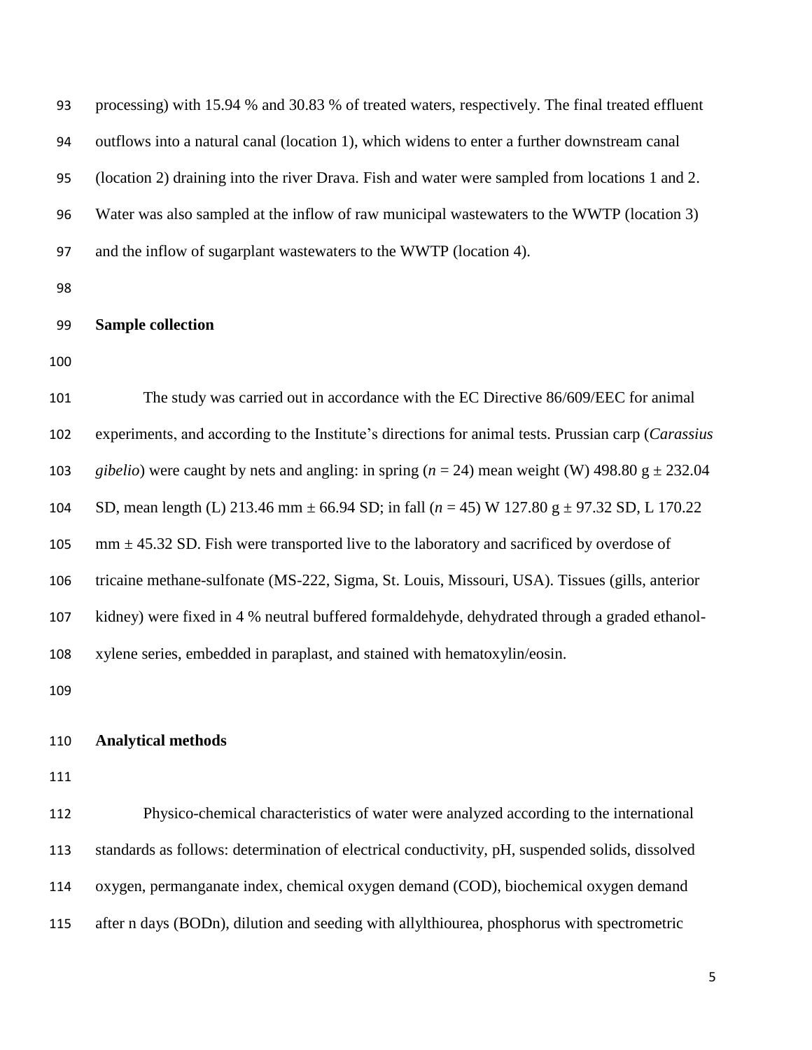processing) with 15.94 % and 30.83 % of treated waters, respectively. The final treated effluent outflows into a natural canal (location 1), which widens to enter a further downstream canal (location 2) draining into the river Drava. Fish and water were sampled from locations 1 and 2. Water was also sampled at the inflow of raw municipal wastewaters to the WWTP (location 3) and the inflow of sugarplant wastewaters to the WWTP (location 4).

## Sample collection

The study was carried out in accordance with the EC Directive 86/609/EEC for animal experiments, and according to the Institute's directions for animal tests. Prussian carp (*Carassius gibelio*) were caught by nets and angling: in spring ($n$ = 24) mean weight (W) 498.80 g ± 232.04 SD, mean length (L) 213.46 mm ± 66.94 SD; in fall ($n$ = 45) W 127.80 g ± 97.32 SD, L 170.22 mm ± 45.32 SD. Fish were transported live to the laboratory and sacrificed by overdose of tricaine methane-sulfonate (MS-222, Sigma, St. Louis, Missouri, USA). Tissues (gills, anterior kidney) were fixed in 4 % neutral buffered formaldehyde, dehydrated through a graded ethanol-xylene series, embedded in paraplast, and stained with hematoxylin/eosin.

## Analytical methods

Physico-chemical characteristics of water were analyzed according to the international standards as follows: determination of electrical conductivity, pH, suspended solids, dissolved oxygen, permanganate index, chemical oxygen demand (COD), biochemical oxygen demand after n days (BODn), dilution and seeding with allylthiourea, phosphorus with spectrometric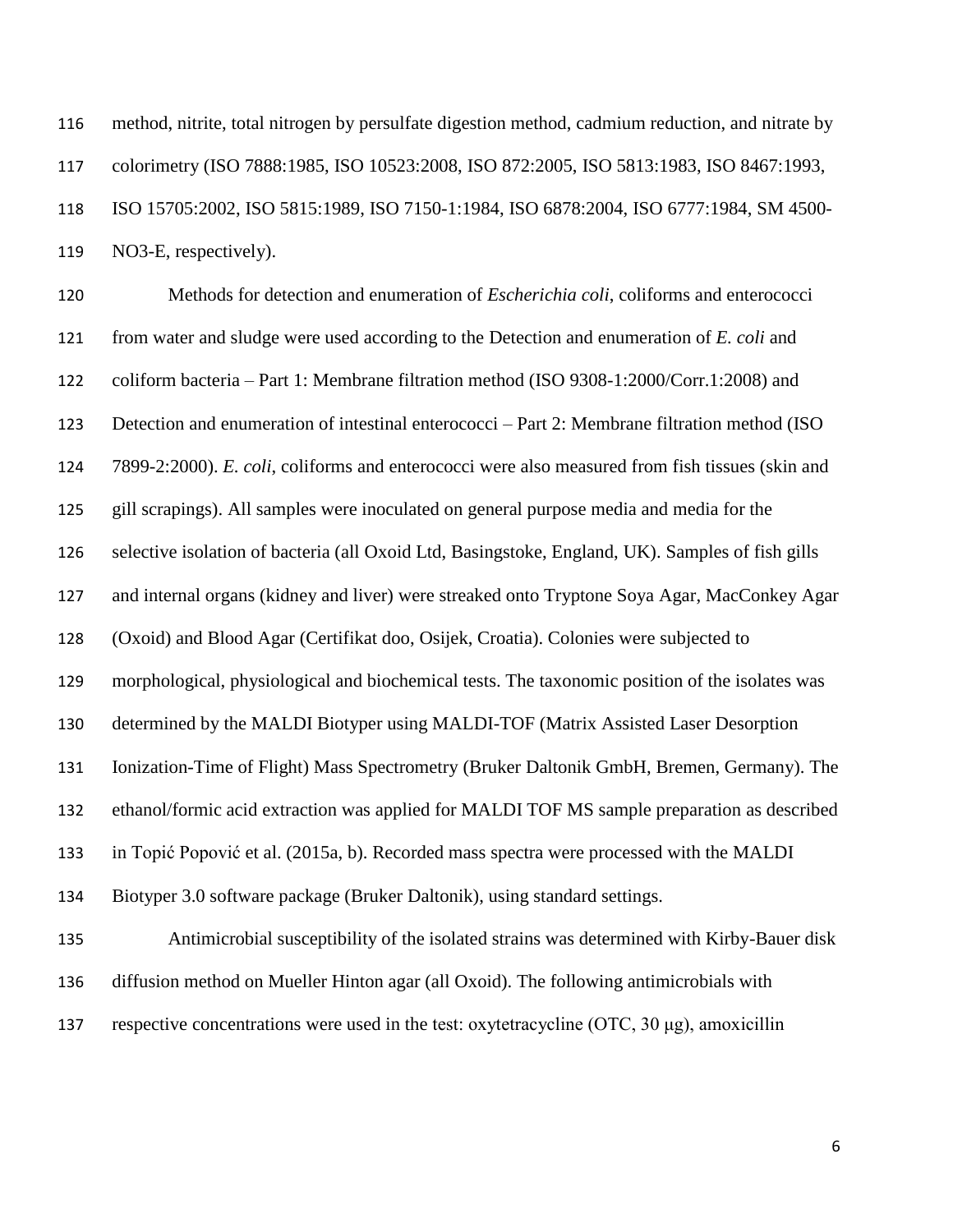method, nitrite, total nitrogen by persulfate digestion method, cadmium reduction, and nitrate by colorimetry (ISO 7888:1985, ISO 10523:2008, ISO 872:2005, ISO 5813:1983, ISO 8467:1993, ISO 15705:2002, ISO 5815:1989, ISO 7150-1:1984, ISO 6878:2004, ISO 6777:1984, SM 4500-NO3-E, respectively).

Methods for detection and enumeration of *Escherichia coli*, coliforms and enterococci from water and sludge were used according to the Detection and enumeration of *E. coli* and coliform bacteria – Part 1: Membrane filtration method (ISO 9308-1:2000/Corr.1:2008) and Detection and enumeration of intestinal enterococci – Part 2: Membrane filtration method (ISO 7899-2:2000). *E. coli*, coliforms and enterococci were also measured from fish tissues (skin and gill scrapings). All samples were inoculated on general purpose media and media for the selective isolation of bacteria (all Oxoid Ltd, Basingstoke, England, UK). Samples of fish gills and internal organs (kidney and liver) were streaked onto Tryptone Soya Agar, MacConkey Agar (Oxoid) and Blood Agar (Certifikat doo, Osijek, Croatia). Colonies were subjected to morphological, physiological and biochemical tests. The taxonomic position of the isolates was determined by the MALDI Biotyper using MALDI-TOF (Matrix Assisted Laser Desorption Ionization-Time of Flight) Mass Spectrometry (Bruker Daltonik GmbH, Bremen, Germany). The ethanol/formic acid extraction was applied for MALDI TOF MS sample preparation as described in Topić Popović et al. (2015a, b). Recorded mass spectra were processed with the MALDI Biotyper 3.0 software package (Bruker Daltonik), using standard settings.

Antimicrobial susceptibility of the isolated strains was determined with Kirby-Bauer disk diffusion method on Mueller Hinton agar (all Oxoid). The following antimicrobials with respective concentrations were used in the test: oxytetracycline (OTC, 30 μg), amoxicillin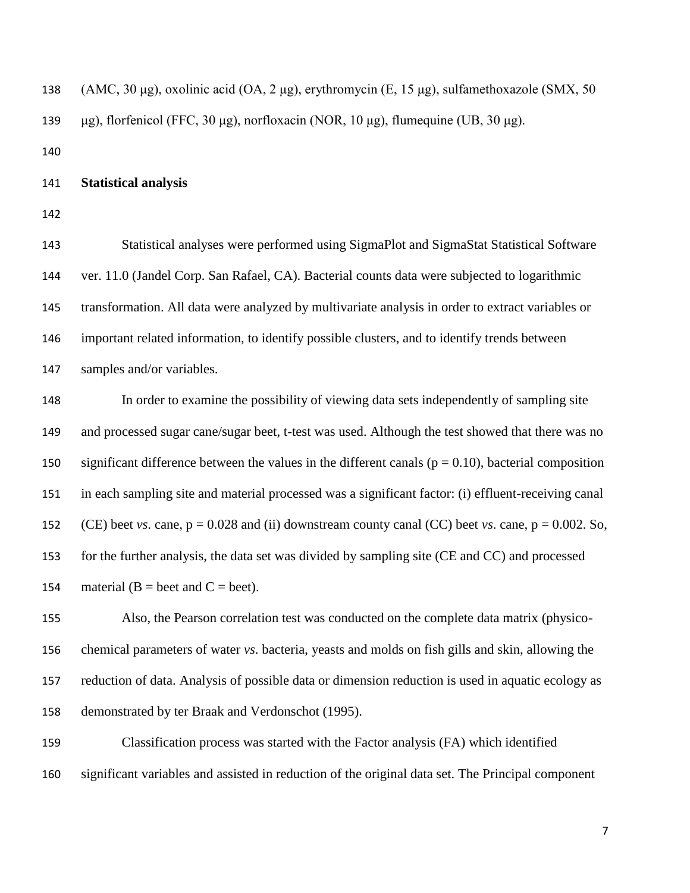(AMC, 30 μg), oxolinic acid (OA, 2 μg), erythromycin (E, 15 μg), sulfamethoxazole (SMX, 50 μg), florfenicol (FFC, 30 μg), norfloxacin (NOR, 10 μg), flumequine (UB, 30 μg).

**Statistical analysis**

Statistical analyses were performed using SigmaPlot and SigmaStat Statistical Software ver. 11.0 (Jandel Corp. San Rafael, CA). Bacterial counts data were subjected to logarithmic transformation. All data were analyzed by multivariate analysis in order to extract variables or important related information, to identify possible clusters, and to identify trends between samples and/or variables.

In order to examine the possibility of viewing data sets independently of sampling site and processed sugar cane/sugar beet, t-test was used. Although the test showed that there was no significant difference between the values in the different canals ($p = 0.10$), bacterial composition in each sampling site and material processed was a significant factor: (i) effluent-receiving canal (CE) beet *vs.* cane, $p = 0.028$ and (ii) downstream county canal (CC) beet *vs.* cane, $p = 0.002$. So, for the further analysis, the data set was divided by sampling site (CE and CC) and processed material (B = beet and C = beet).

Also, the Pearson correlation test was conducted on the complete data matrix (physico-chemical parameters of water *vs*. bacteria, yeasts and molds on fish gills and skin, allowing the reduction of data. Analysis of possible data or dimension reduction is used in aquatic ecology as demonstrated by ter Braak and Verdonschot (1995).

Classification process was started with the Factor analysis (FA) which identified significant variables and assisted in reduction of the original data set. The Principal component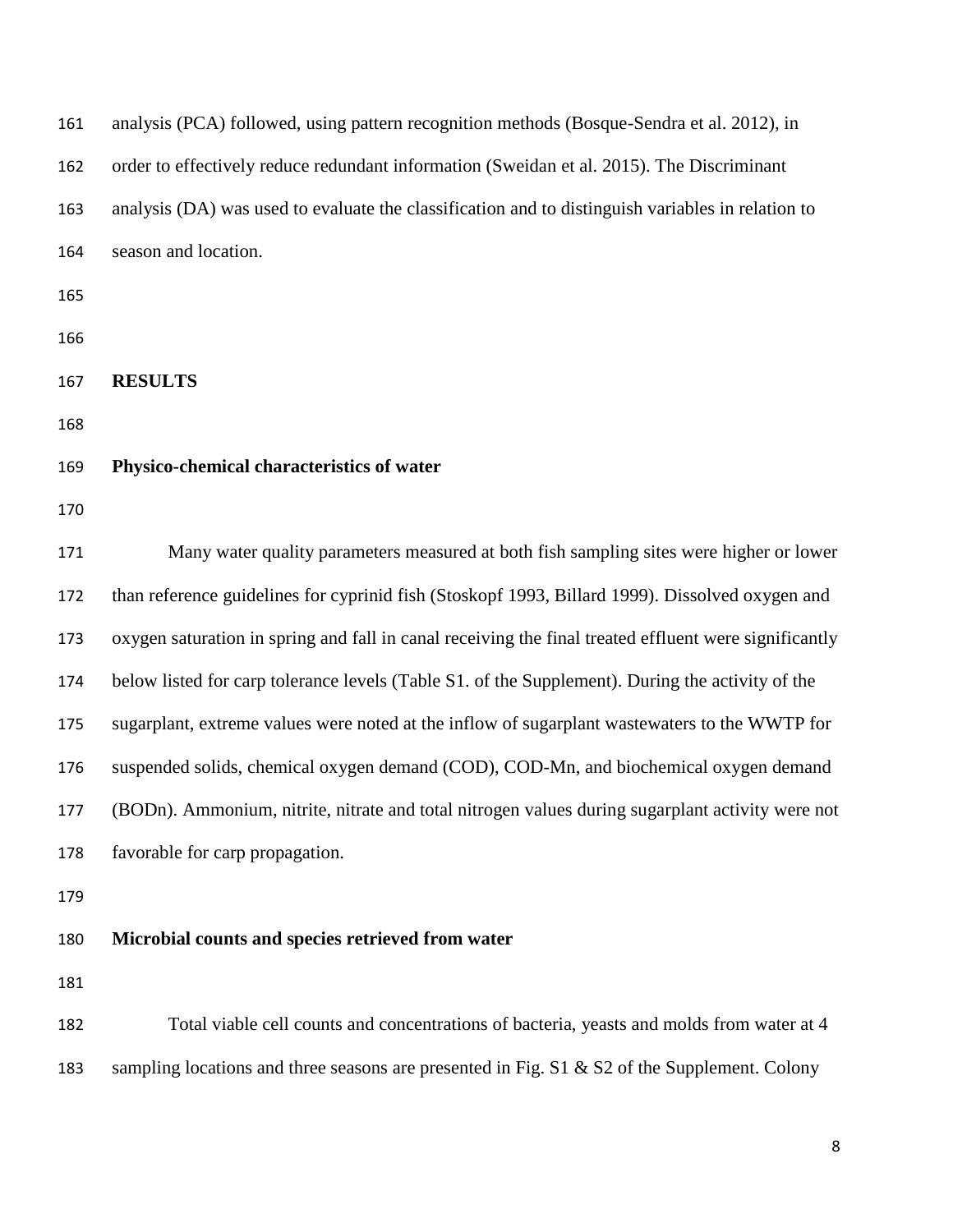analysis (PCA) followed, using pattern recognition methods (Bosque-Sendra et al. 2012), in order to effectively reduce redundant information (Sweidan et al. 2015). The Discriminant analysis (DA) was used to evaluate the classification and to distinguish variables in relation to season and location.

## RESULTS

### Physico-chemical characteristics of water

Many water quality parameters measured at both fish sampling sites were higher or lower than reference guidelines for cyprinid fish (Stoskopf 1993, Billard 1999). Dissolved oxygen and oxygen saturation in spring and fall in canal receiving the final treated effluent were significantly below listed for carp tolerance levels (Table S1. of the Supplement). During the activity of the sugarplant, extreme values were noted at the inflow of sugarplant wastewaters to the WWTP for suspended solids, chemical oxygen demand (COD), COD-Mn, and biochemical oxygen demand (BODn). Ammonium, nitrite, nitrate and total nitrogen values during sugarplant activity were not favorable for carp propagation.

### Microbial counts and species retrieved from water

Total viable cell counts and concentrations of bacteria, yeasts and molds from water at 4 sampling locations and three seasons are presented in Fig. S1 & S2 of the Supplement. Colony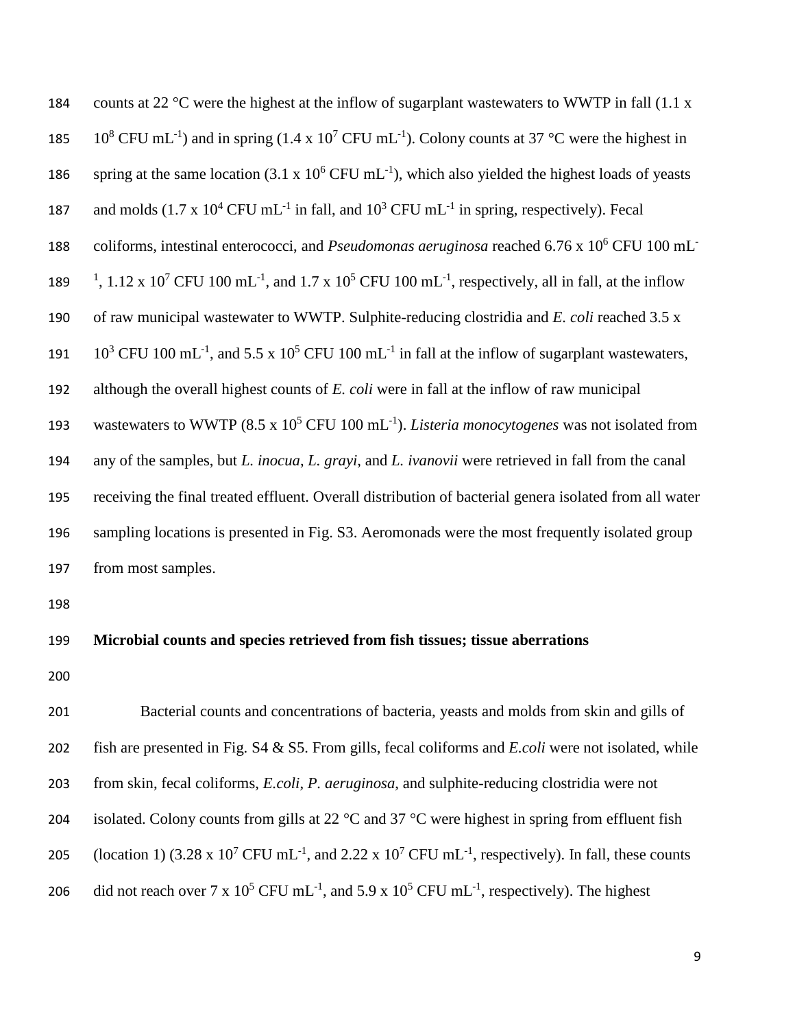counts at 22 °C were the highest at the inflow of sugarplant wastewaters to WWTP in fall (1.1 x $10^8$ CFU $mL^{-1}$) and in spring (1.4 x $10^7$ CFU $mL^{-1}$). Colony counts at 37 °C were the highest in spring at the same location (3.1 x $10^6$ CFU $mL^{-1}$), which also yielded the highest loads of yeasts and molds (1.7 x $10^4$ CFU $mL^{-1}$ in fall, and $10^3$ CFU $mL^{-1}$ in spring, respectively). Fecal coliforms, intestinal enterococci, and *Pseudomonas aeruginosa* reached 6.76 x $10^6$ CFU 100 $mL^{-1}$, 1.12 x $10^7$ CFU 100 $mL^{-1}$, and 1.7 x $10^5$ CFU 100 $mL^{-1}$, respectively, all in fall, at the inflow of raw municipal wastewater to WWTP. Sulphite-reducing clostridia and *E. coli* reached 3.5 x $10^3$ CFU 100 $mL^{-1}$, and 5.5 x $10^5$ CFU 100 $mL^{-1}$ in fall at the inflow of sugarplant wastewaters, although the overall highest counts of *E. coli* were in fall at the inflow of raw municipal wastewaters to WWTP (8.5 x $10^5$ CFU 100 $mL^{-1}$). *Listeria monocytogenes* was not isolated from any of the samples, but *L. inocua*, *L. grayi*, and *L. ivanovii* were retrieved in fall from the canal receiving the final treated effluent. Overall distribution of bacterial genera isolated from all water sampling locations is presented in Fig. S3. Aeromonads were the most frequently isolated group from most samples.

**Microbial counts and species retrieved from fish tissues; tissue aberrations**

Bacterial counts and concentrations of bacteria, yeasts and molds from skin and gills of fish are presented in Fig. S4 & S5. From gills, fecal coliforms and *E.coli* were not isolated, while from skin, fecal coliforms, *E.coli*, *P. aeruginosa*, and sulphite-reducing clostridia were not isolated. Colony counts from gills at 22 °C and 37 °C were highest in spring from effluent fish (location 1) (3.28 x $10^7$ CFU $mL^{-1}$, and 2.22 x $10^7$ CFU $mL^{-1}$, respectively). In fall, these counts did not reach over 7 x $10^5$ CFU $mL^{-1}$, and 5.9 x $10^5$ CFU $mL^{-1}$, respectively). The highest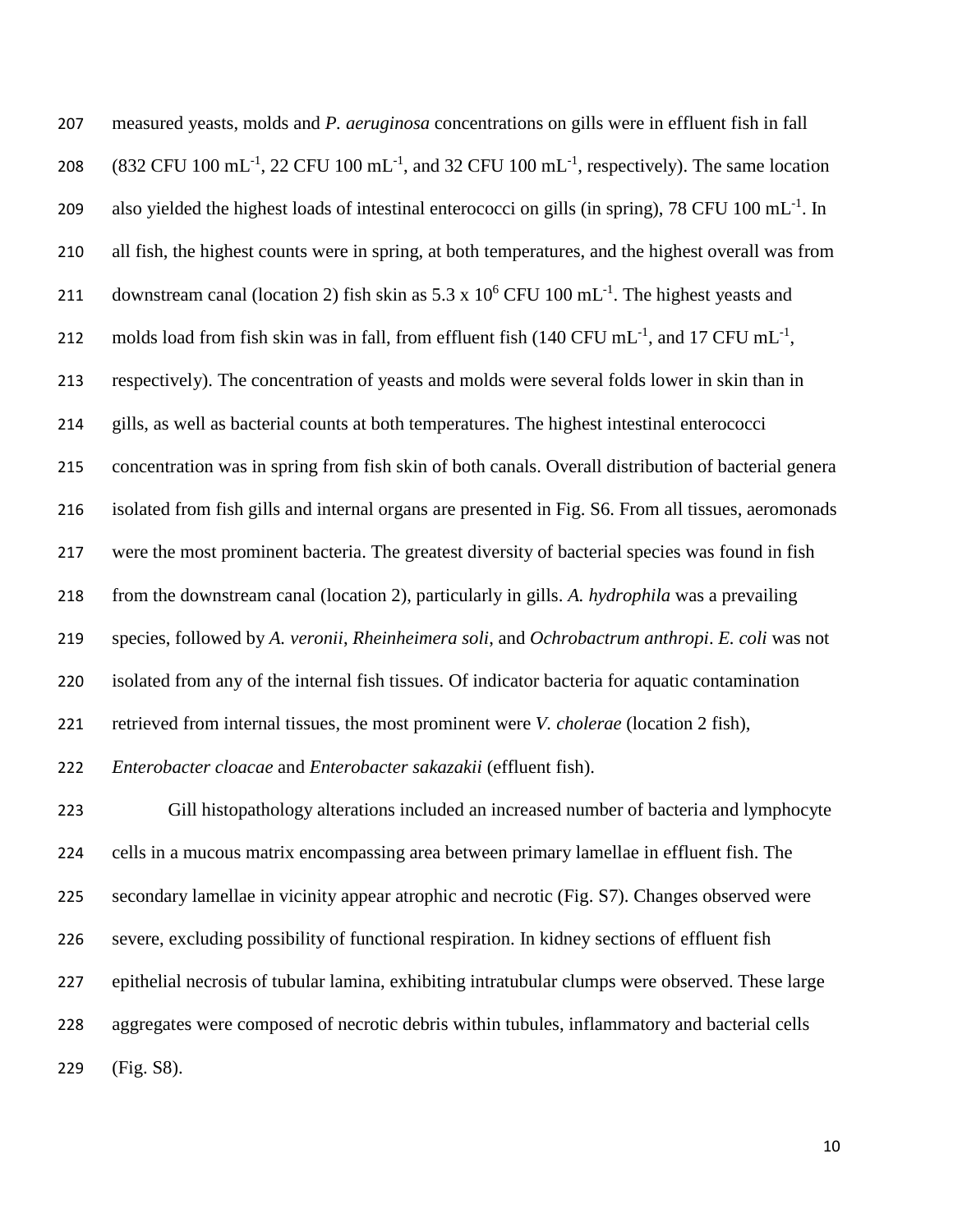measured yeasts, molds and *P. aeruginosa* concentrations on gills were in effluent fish in fall (832 CFU 100 mL$^{-1}$, 22 CFU 100 mL$^{-1}$, and 32 CFU 100 mL$^{-1}$, respectively). The same location also yielded the highest loads of intestinal enterococci on gills (in spring), 78 CFU 100 mL$^{-1}$. In all fish, the highest counts were in spring, at both temperatures, and the highest overall was from downstream canal (location 2) fish skin as 5.3 x $10^6$ CFU 100 mL$^{-1}$. The highest yeasts and molds load from fish skin was in fall, from effluent fish (140 CFU mL$^{-1}$, and 17 CFU mL$^{-1}$, respectively). The concentration of yeasts and molds were several folds lower in skin than in gills, as well as bacterial counts at both temperatures. The highest intestinal enterococci concentration was in spring from fish skin of both canals. Overall distribution of bacterial genera isolated from fish gills and internal organs are presented in Fig. S6. From all tissues, aeromonads were the most prominent bacteria. The greatest diversity of bacterial species was found in fish from the downstream canal (location 2), particularly in gills. *A. hydrophila* was a prevailing species, followed by *A. veronii*, *Rheinheimera soli*, and *Ochrobactrum anthropi*. *E. coli* was not isolated from any of the internal fish tissues. Of indicator bacteria for aquatic contamination retrieved from internal tissues, the most prominent were *V. cholerae* (location 2 fish), *Enterobacter cloacae* and *Enterobacter sakazakii* (effluent fish).

Gill histopathology alterations included an increased number of bacteria and lymphocyte cells in a mucous matrix encompassing area between primary lamellae in effluent fish. The secondary lamellae in vicinity appear atrophic and necrotic (Fig. S7). Changes observed were severe, excluding possibility of functional respiration. In kidney sections of effluent fish epithelial necrosis of tubular lamina, exhibiting intratubular clumps were observed. These large aggregates were composed of necrotic debris within tubules, inflammatory and bacterial cells (Fig. S8).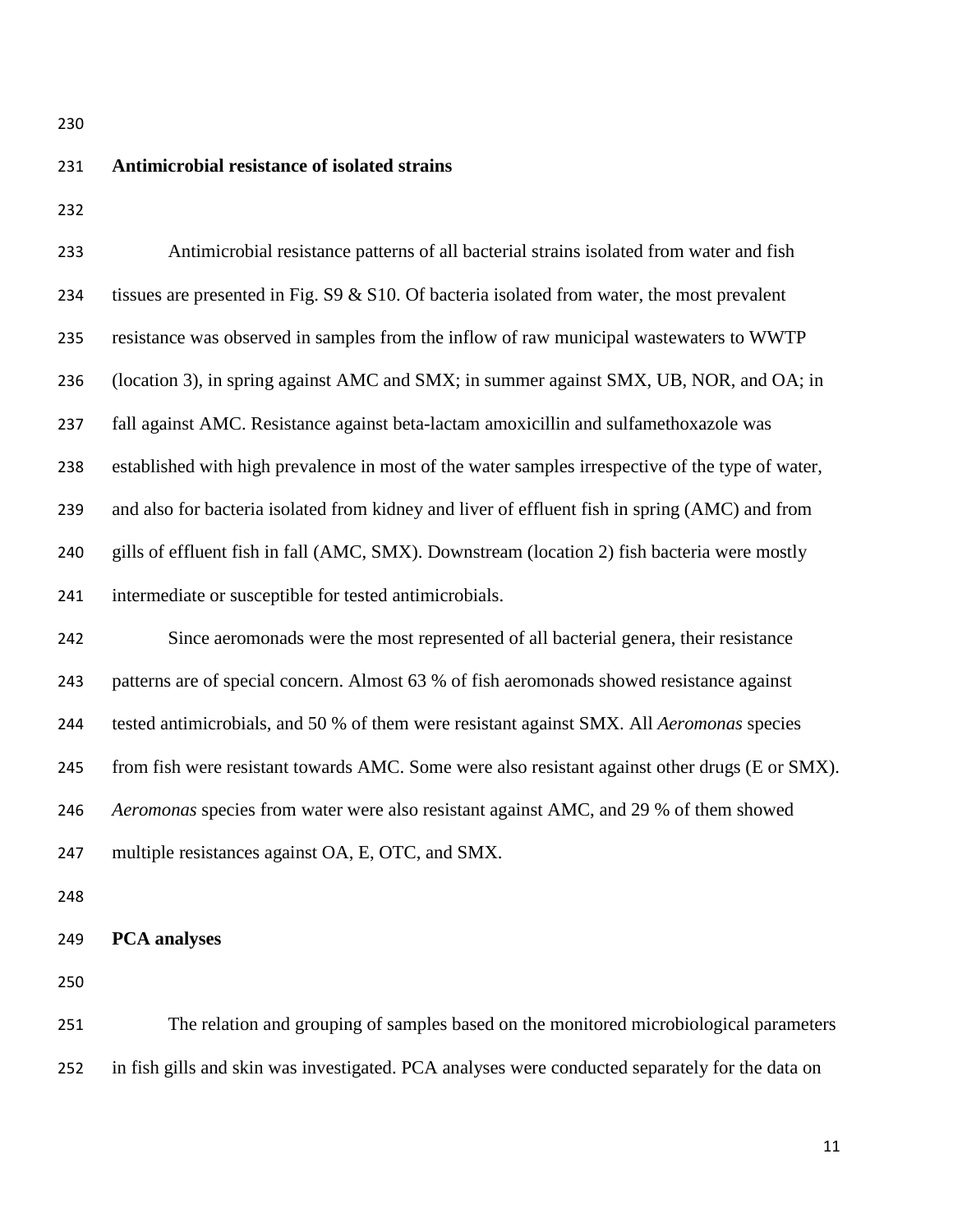### Antimicrobial resistance of isolated strains

Antimicrobial resistance patterns of all bacterial strains isolated from water and fish tissues are presented in Fig. S9 & S10. Of bacteria isolated from water, the most prevalent resistance was observed in samples from the inflow of raw municipal wastewaters to WWTP (location 3), in spring against AMC and SMX; in summer against SMX, UB, NOR, and OA; in fall against AMC. Resistance against beta-lactam amoxicillin and sulfamethoxazole was established with high prevalence in most of the water samples irrespective of the type of water, and also for bacteria isolated from kidney and liver of effluent fish in spring (AMC) and from gills of effluent fish in fall (AMC, SMX). Downstream (location 2) fish bacteria were mostly intermediate or susceptible for tested antimicrobials.

Since aeromonads were the most represented of all bacterial genera, their resistance patterns are of special concern. Almost 63 % of fish aeromonads showed resistance against tested antimicrobials, and 50 % of them were resistant against SMX. All *Aeromonas* species from fish were resistant towards AMC. Some were also resistant against other drugs (E or SMX). *Aeromonas* species from water were also resistant against AMC, and 29 % of them showed multiple resistances against OA, E, OTC, and SMX.

### PCA analyses

The relation and grouping of samples based on the monitored microbiological parameters in fish gills and skin was investigated. PCA analyses were conducted separately for the data on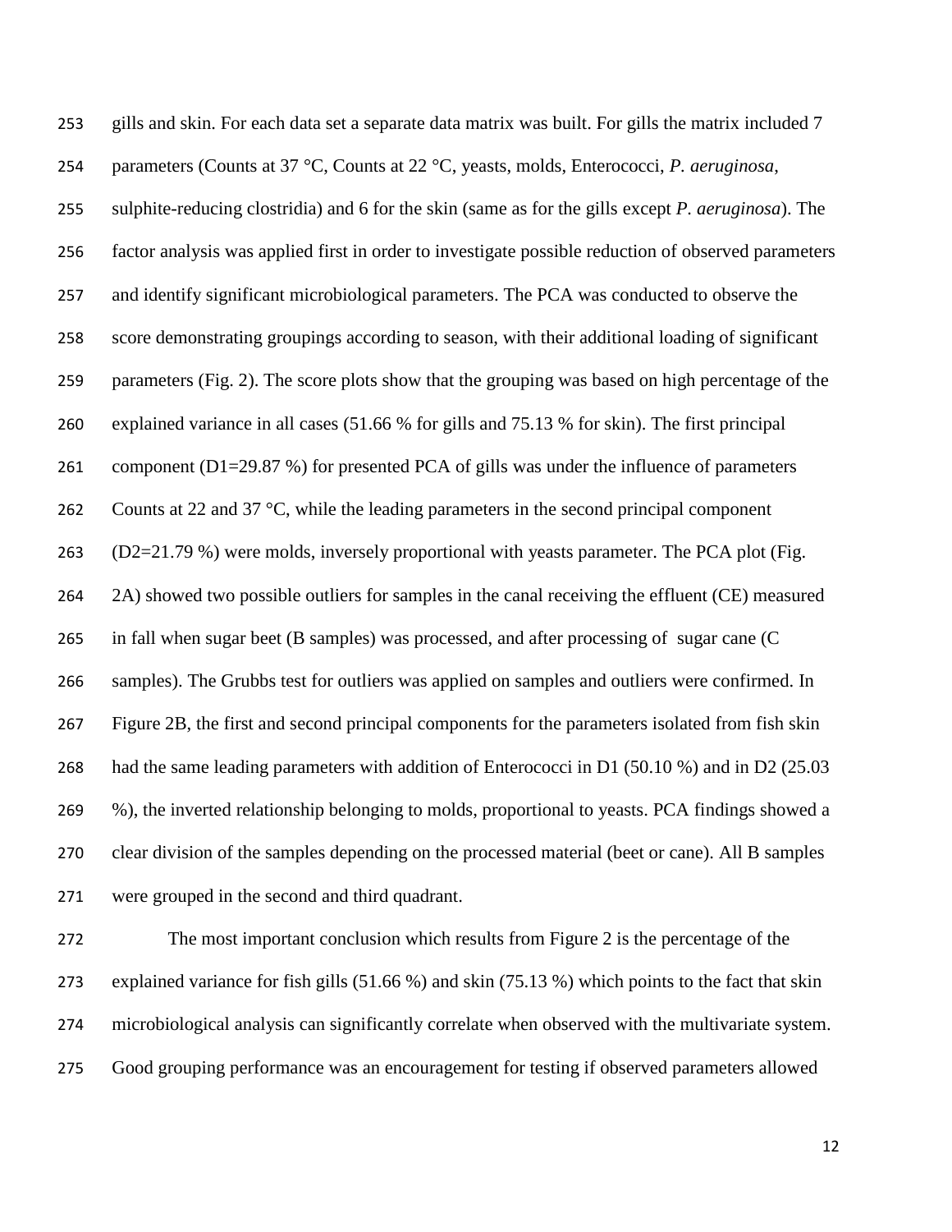gills and skin. For each data set a separate data matrix was built. For gills the matrix included 7 parameters (Counts at 37 °C, Counts at 22 °C, yeasts, molds, Enterococci, *P. aeruginosa*, sulphite-reducing clostridia) and 6 for the skin (same as for the gills except *P. aeruginosa*). The factor analysis was applied first in order to investigate possible reduction of observed parameters and identify significant microbiological parameters. The PCA was conducted to observe the score demonstrating groupings according to season, with their additional loading of significant parameters (Fig. 2). The score plots show that the grouping was based on high percentage of the explained variance in all cases (51.66 % for gills and 75.13 % for skin). The first principal component (D1=29.87 %) for presented PCA of gills was under the influence of parameters Counts at 22 and 37 °C, while the leading parameters in the second principal component (D2=21.79 %) were molds, inversely proportional with yeasts parameter. The PCA plot (Fig. 2A) showed two possible outliers for samples in the canal receiving the effluent (CE) measured in fall when sugar beet (B samples) was processed, and after processing of sugar cane (C samples). The Grubbs test for outliers was applied on samples and outliers were confirmed. In Figure 2B, the first and second principal components for the parameters isolated from fish skin had the same leading parameters with addition of Enterococci in D1 (50.10 %) and in D2 (25.03 %), the inverted relationship belonging to molds, proportional to yeasts. PCA findings showed a clear division of the samples depending on the processed material (beet or cane). All B samples were grouped in the second and third quadrant.

The most important conclusion which results from Figure 2 is the percentage of the explained variance for fish gills (51.66 %) and skin (75.13 %) which points to the fact that skin microbiological analysis can significantly correlate when observed with the multivariate system. Good grouping performance was an encouragement for testing if observed parameters allowed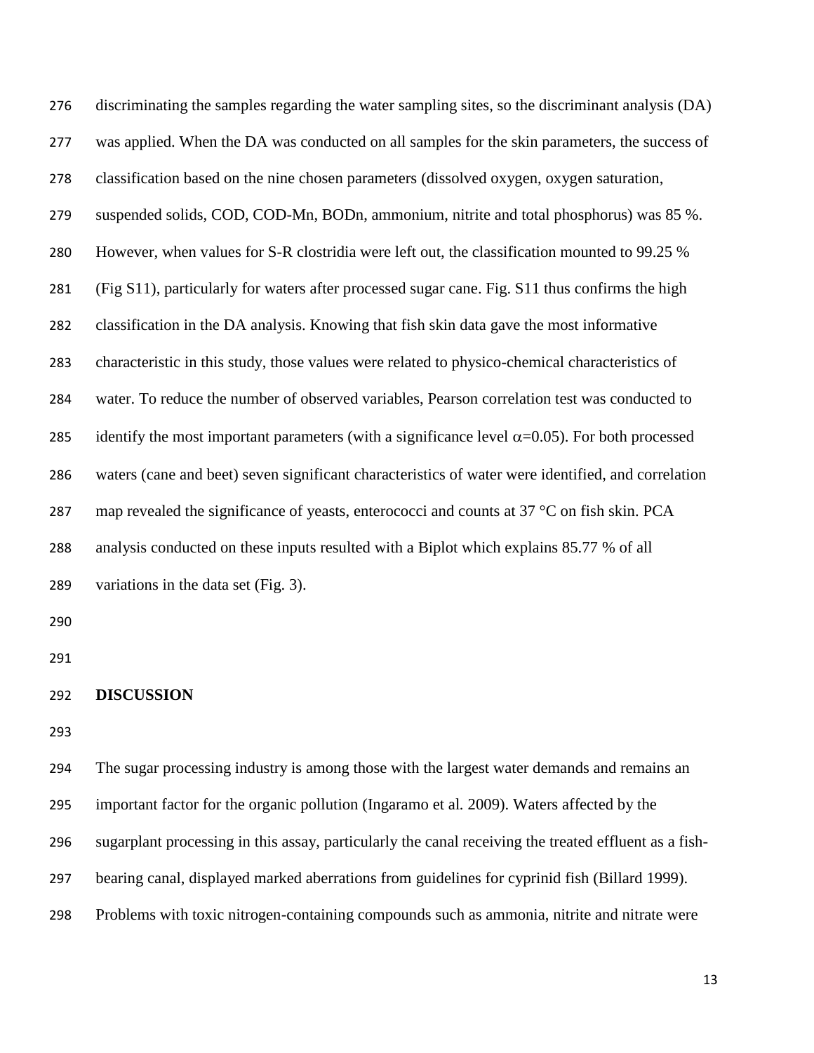discriminating the samples regarding the water sampling sites, so the discriminant analysis (DA) was applied. When the DA was conducted on all samples for the skin parameters, the success of classification based on the nine chosen parameters (dissolved oxygen, oxygen saturation, suspended solids, COD, COD-Mn, BODn, ammonium, nitrite and total phosphorus) was 85 %. However, when values for S-R clostridia were left out, the classification mounted to 99.25 % (Fig S11), particularly for waters after processed sugar cane. Fig. S11 thus confirms the high classification in the DA analysis. Knowing that fish skin data gave the most informative characteristic in this study, those values were related to physico-chemical characteristics of water. To reduce the number of observed variables, Pearson correlation test was conducted to identify the most important parameters (with a significance level $\alpha$=0.05). For both processed waters (cane and beet) seven significant characteristics of water were identified, and correlation map revealed the significance of yeasts, enterococci and counts at 37 °C on fish skin. PCA analysis conducted on these inputs resulted with a Biplot which explains 85.77 % of all variations in the data set (Fig. 3).

## DISCUSSION

The sugar processing industry is among those with the largest water demands and remains an important factor for the organic pollution (Ingaramo et al*.* 2009). Waters affected by the sugarplant processing in this assay, particularly the canal receiving the treated effluent as a fish-bearing canal, displayed marked aberrations from guidelines for cyprinid fish (Billard 1999). Problems with toxic nitrogen-containing compounds such as ammonia, nitrite and nitrate were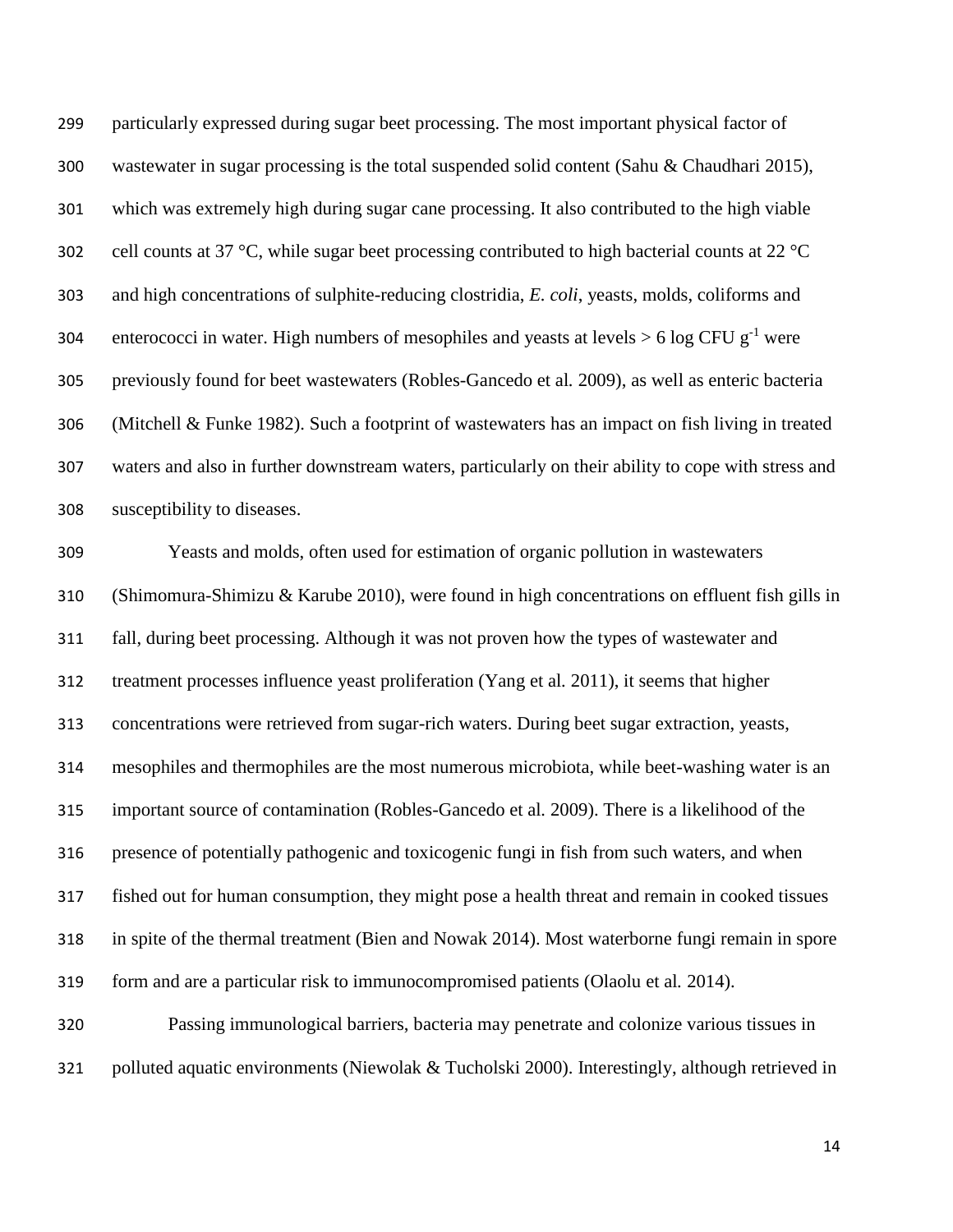particularly expressed during sugar beet processing. The most important physical factor of wastewater in sugar processing is the total suspended solid content (Sahu & Chaudhari 2015), which was extremely high during sugar cane processing. It also contributed to the high viable cell counts at 37 °C, while sugar beet processing contributed to high bacterial counts at 22 °C and high concentrations of sulphite-reducing clostridia, *E. coli*, yeasts, molds, coliforms and enterococci in water. High numbers of mesophiles and yeasts at levels > 6 log CFU $g^{-1}$ were previously found for beet wastewaters (Robles-Gancedo et al*.* 2009), as well as enteric bacteria (Mitchell & Funke 1982). Such a footprint of wastewaters has an impact on fish living in treated waters and also in further downstream waters, particularly on their ability to cope with stress and susceptibility to diseases.

Yeasts and molds, often used for estimation of organic pollution in wastewaters (Shimomura-Shimizu & Karube 2010), were found in high concentrations on effluent fish gills in fall, during beet processing. Although it was not proven how the types of wastewater and treatment processes influence yeast proliferation (Yang et al*.* 2011), it seems that higher concentrations were retrieved from sugar-rich waters. During beet sugar extraction, yeasts, mesophiles and thermophiles are the most numerous microbiota, while beet-washing water is an important source of contamination (Robles-Gancedo et al*.* 2009). There is a likelihood of the presence of potentially pathogenic and toxicogenic fungi in fish from such waters, and when fished out for human consumption, they might pose a health threat and remain in cooked tissues in spite of the thermal treatment (Bien and Nowak 2014). Most waterborne fungi remain in spore form and are a particular risk to immunocompromised patients (Olaolu et al*.* 2014).

Passing immunological barriers, bacteria may penetrate and colonize various tissues in polluted aquatic environments (Niewolak & Tucholski 2000). Interestingly, although retrieved in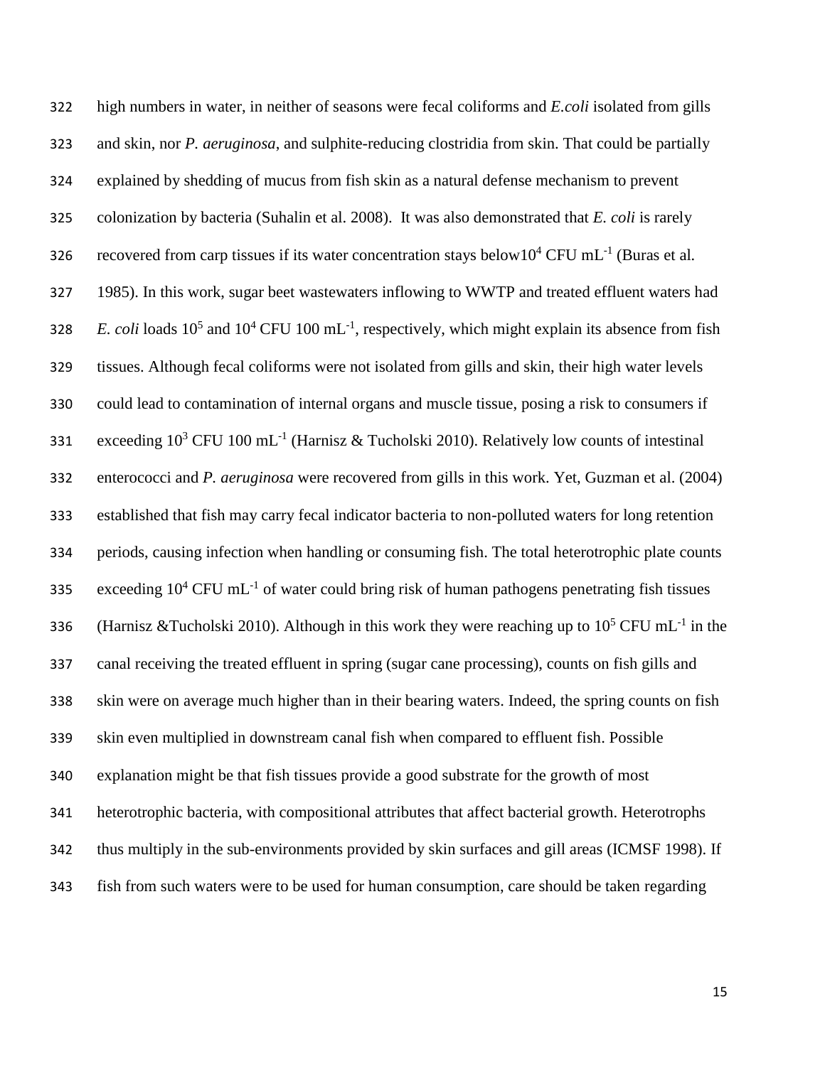high numbers in water, in neither of seasons were fecal coliforms and *E.coli* isolated from gills and skin, nor *P. aeruginosa*, and sulphite-reducing clostridia from skin. That could be partially explained by shedding of mucus from fish skin as a natural defense mechanism to prevent colonization by bacteria (Suhalin et al. 2008). It was also demonstrated that *E. coli* is rarely recovered from carp tissues if its water concentration stays below$10^4$ CFU $mL^{-1}$ (Buras et al. 1985). In this work, sugar beet wastewaters inflowing to WWTP and treated effluent waters had *E. coli* loads $10^5$ and $10^4$ CFU 100 $mL^{-1}$, respectively, which might explain its absence from fish tissues. Although fecal coliforms were not isolated from gills and skin, their high water levels could lead to contamination of internal organs and muscle tissue, posing a risk to consumers if exceeding $10^3$ CFU 100 $mL^{-1}$ (Harnisz & Tucholski 2010). Relatively low counts of intestinal enterococci and *P. aeruginosa* were recovered from gills in this work. Yet, Guzman et al. (2004) established that fish may carry fecal indicator bacteria to non-polluted waters for long retention periods, causing infection when handling or consuming fish. The total heterotrophic plate counts exceeding $10^4$ CFU $mL^{-1}$ of water could bring risk of human pathogens penetrating fish tissues (Harnisz &Tucholski 2010). Although in this work they were reaching up to $10^5$ CFU $mL^{-1}$ in the canal receiving the treated effluent in spring (sugar cane processing), counts on fish gills and skin were on average much higher than in their bearing waters. Indeed, the spring counts on fish skin even multiplied in downstream canal fish when compared to effluent fish. Possible explanation might be that fish tissues provide a good substrate for the growth of most heterotrophic bacteria, with compositional attributes that affect bacterial growth. Heterotrophs thus multiply in the sub-environments provided by skin surfaces and gill areas (ICMSF 1998). If fish from such waters were to be used for human consumption, care should be taken regarding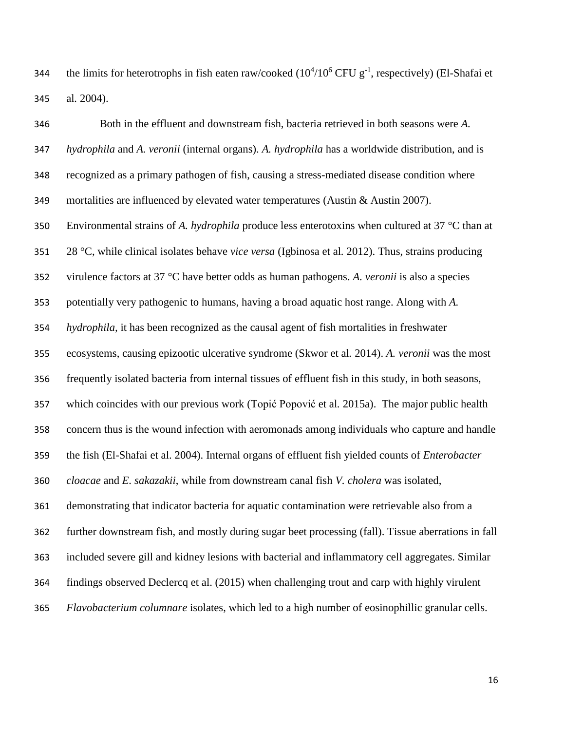the limits for heterotrophs in fish eaten raw/cooked ($10^4/10^6$ CFU $g^{-1}$, respectively) (El-Shafai et al. 2004).

Both in the effluent and downstream fish, bacteria retrieved in both seasons were *A. hydrophila* and *A. veronii* (internal organs). *A. hydrophila* has a worldwide distribution, and is recognized as a primary pathogen of fish, causing a stress-mediated disease condition where mortalities are influenced by elevated water temperatures (Austin & Austin 2007). Environmental strains of *A. hydrophila* produce less enterotoxins when cultured at 37 °C than at 28 °C, while clinical isolates behave *vice versa* (Igbinosa et al. 2012). Thus, strains producing virulence factors at 37 °C have better odds as human pathogens. *A. veronii* is also a species potentially very pathogenic to humans, having a broad aquatic host range. Along with *A. hydrophila,* it has been recognized as the causal agent of fish mortalities in freshwater ecosystems, causing epizootic ulcerative syndrome (Skwor et al. 2014). *A. veronii* was the most frequently isolated bacteria from internal tissues of effluent fish in this study, in both seasons, which coincides with our previous work (Topić Popović et al. 2015a). The major public health concern thus is the wound infection with aeromonads among individuals who capture and handle the fish (El-Shafai et al. 2004). Internal organs of effluent fish yielded counts of *Enterobacter cloacae* and *E. sakazakii*, while from downstream canal fish *V. cholera* was isolated, demonstrating that indicator bacteria for aquatic contamination were retrievable also from a further downstream fish, and mostly during sugar beet processing (fall). Tissue aberrations in fall included severe gill and kidney lesions with bacterial and inflammatory cell aggregates. Similar findings observed Declercq et al. (2015) when challenging trout and carp with highly virulent *Flavobacterium columnare* isolates, which led to a high number of eosinophillic granular cells.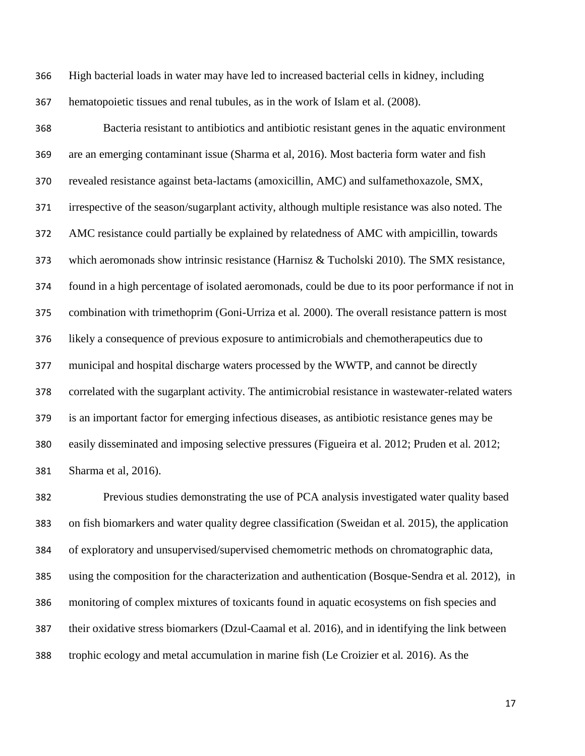High bacterial loads in water may have led to increased bacterial cells in kidney, including hematopoietic tissues and renal tubules, as in the work of Islam et al. (2008).

Bacteria resistant to antibiotics and antibiotic resistant genes in the aquatic environment are an emerging contaminant issue (Sharma et al, 2016). Most bacteria form water and fish revealed resistance against beta-lactams (amoxicillin, AMC) and sulfamethoxazole, SMX, irrespective of the season/sugarplant activity, although multiple resistance was also noted. The AMC resistance could partially be explained by relatedness of AMC with ampicillin, towards which aeromonads show intrinsic resistance (Harnisz & Tucholski 2010). The SMX resistance, found in a high percentage of isolated aeromonads, could be due to its poor performance if not in combination with trimethoprim (Goni-Urriza et al. 2000). The overall resistance pattern is most likely a consequence of previous exposure to antimicrobials and chemotherapeutics due to municipal and hospital discharge waters processed by the WWTP, and cannot be directly correlated with the sugarplant activity. The antimicrobial resistance in wastewater-related waters is an important factor for emerging infectious diseases, as antibiotic resistance genes may be easily disseminated and imposing selective pressures (Figueira et al. 2012; Pruden et al. 2012; Sharma et al, 2016).

Previous studies demonstrating the use of PCA analysis investigated water quality based on fish biomarkers and water quality degree classification (Sweidan et al. 2015), the application of exploratory and unsupervised/supervised chemometric methods on chromatographic data, using the composition for the characterization and authentication (Bosque-Sendra et al. 2012), in monitoring of complex mixtures of toxicants found in aquatic ecosystems on fish species and their oxidative stress biomarkers (Dzul-Caamal et al. 2016), and in identifying the link between trophic ecology and metal accumulation in marine fish (Le Croizier et al. 2016). As the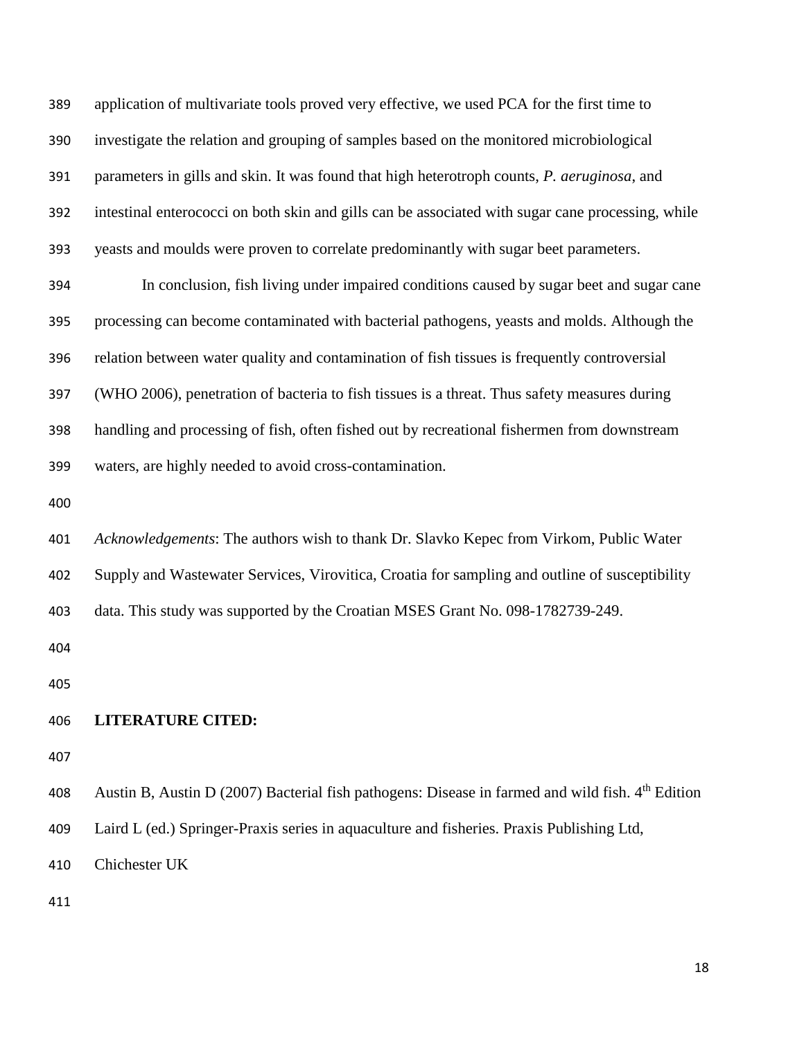application of multivariate tools proved very effective, we used PCA for the first time to investigate the relation and grouping of samples based on the monitored microbiological parameters in gills and skin. It was found that high heterotroph counts, *P. aeruginosa*, and intestinal enterococci on both skin and gills can be associated with sugar cane processing, while yeasts and moulds were proven to correlate predominantly with sugar beet parameters.

In conclusion, fish living under impaired conditions caused by sugar beet and sugar cane processing can become contaminated with bacterial pathogens, yeasts and molds. Although the relation between water quality and contamination of fish tissues is frequently controversial (WHO 2006), penetration of bacteria to fish tissues is a threat. Thus safety measures during handling and processing of fish, often fished out by recreational fishermen from downstream waters, are highly needed to avoid cross-contamination.

*Acknowledgements*: The authors wish to thank Dr. Slavko Kepec from Virkom, Public Water Supply and Wastewater Services, Virovitica, Croatia for sampling and outline of susceptibility data. This study was supported by the Croatian MSES Grant No. 098-1782739-249.

## LITERATURE CITED:

Austin B, Austin D (2007) Bacterial fish pathogens: Disease in farmed and wild fish. 4th Edition Laird L (ed.) Springer-Praxis series in aquaculture and fisheries. Praxis Publishing Ltd, Chichester UK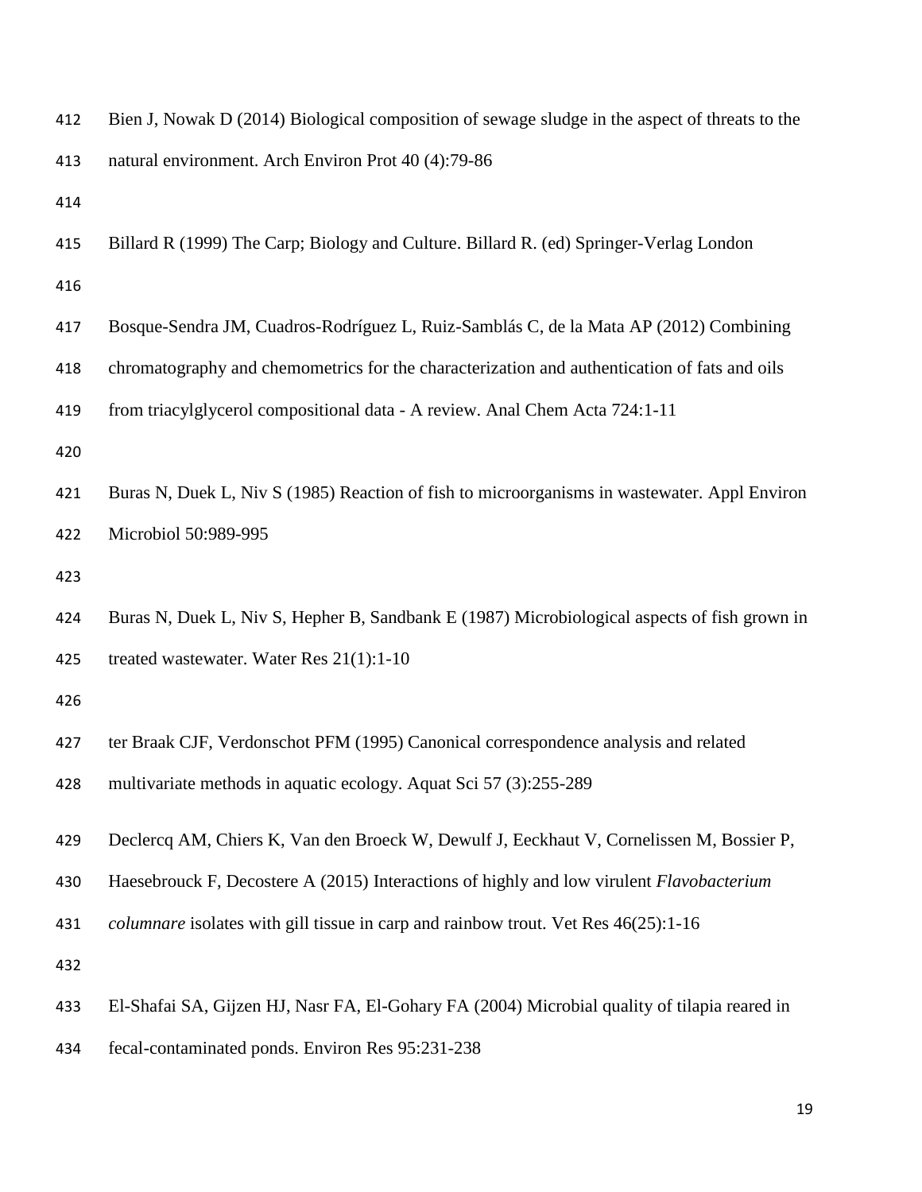Bien J, Nowak D (2014) Biological composition of sewage sludge in the aspect of threats to the natural environment. Arch Environ Prot 40 (4):79-86

Billard R (1999) The Carp; Biology and Culture. Billard R. (ed) Springer-Verlag London

Bosque-Sendra JM, Cuadros-Rodríguez L, Ruiz-Samblás C, de la Mata AP (2012) Combining chromatography and chemometrics for the characterization and authentication of fats and oils from triacylglycerol compositional data - A review. Anal Chem Acta 724:1-11

Buras N, Duek L, Niv S (1985) Reaction of fish to microorganisms in wastewater. Appl Environ Microbiol 50:989-995

Buras N, Duek L, Niv S, Hepher B, Sandbank E (1987) Microbiological aspects of fish grown in treated wastewater. Water Res 21(1):1-10

ter Braak CJF, Verdonschot PFM (1995) Canonical correspondence analysis and related multivariate methods in aquatic ecology. Aquat Sci 57 (3):255-289

Declercq AM, Chiers K, Van den Broeck W, Dewulf J, Eeckhaut V, Cornelissen M, Bossier P, Haesebrouck F, Decostere A (2015) Interactions of highly and low virulent *Flavobacterium columnare* isolates with gill tissue in carp and rainbow trout. Vet Res 46(25):1-16

El-Shafai SA, Gijzen HJ, Nasr FA, El-Gohary FA (2004) Microbial quality of tilapia reared in fecal-contaminated ponds. Environ Res 95:231-238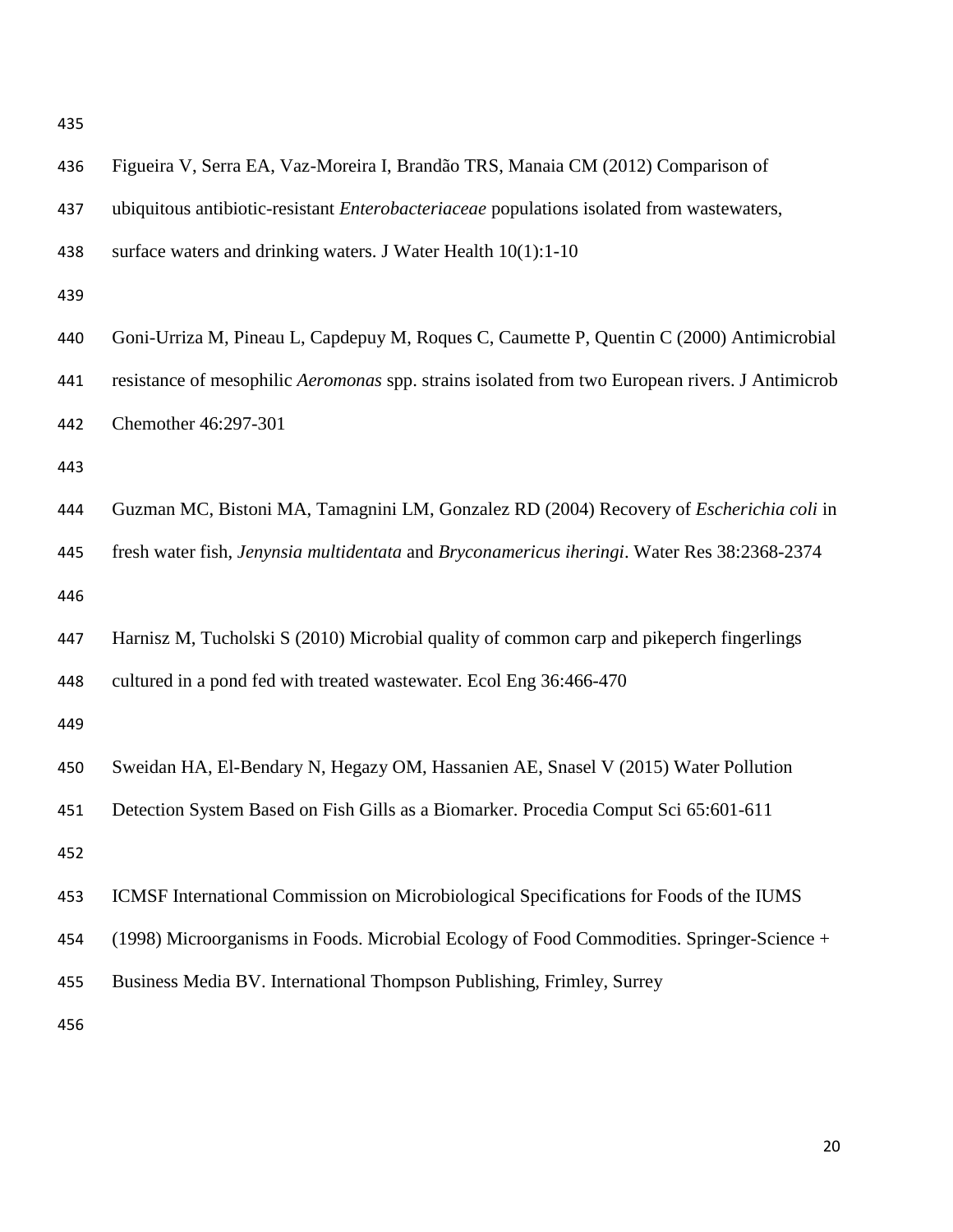Figueira V, Serra EA, Vaz-Moreira I, Brandão TRS, Manaia CM (2012) Comparison of ubiquitous antibiotic-resistant *Enterobacteriaceae* populations isolated from wastewaters, surface waters and drinking waters. J Water Health 10(1):1-10

Goni-Urriza M, Pineau L, Capdepuy M, Roques C, Caumette P, Quentin C (2000) Antimicrobial resistance of mesophilic *Aeromonas* spp. strains isolated from two European rivers. J Antimicrob Chemother 46:297-301

Guzman MC, Bistoni MA, Tamagnini LM, Gonzalez RD (2004) Recovery of *Escherichia coli* in fresh water fish, *Jenynsia multidentata* and *Bryconamericus iheringi*. Water Res 38:2368-2374

Harnisz M, Tucholski S (2010) Microbial quality of common carp and pikeperch fingerlings cultured in a pond fed with treated wastewater. Ecol Eng 36:466-470

Sweidan HA, El-Bendary N, Hegazy OM, Hassanien AE, Snasel V (2015) Water Pollution Detection System Based on Fish Gills as a Biomarker. Procedia Comput Sci 65:601-611

ICMSF International Commission on Microbiological Specifications for Foods of the IUMS (1998) Microorganisms in Foods. Microbial Ecology of Food Commodities. Springer-Science + Business Media BV. International Thompson Publishing, Frimley, Surrey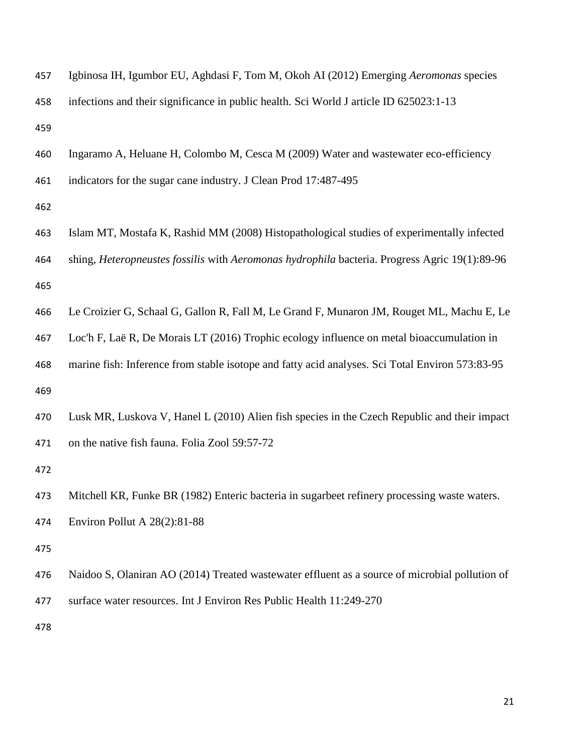Igbinosa IH, Igumbor EU, Aghdasi F, Tom M, Okoh AI (2012) Emerging *Aeromonas* species infections and their significance in public health. Sci World J article ID 625023:1-13

Ingaramo A, Heluane H, Colombo M, Cesca M (2009) Water and wastewater eco-efficiency indicators for the sugar cane industry. J Clean Prod 17:487-495

Islam MT, Mostafa K, Rashid MM (2008) Histopathological studies of experimentally infected shing, *Heteropneustes fossilis* with *Aeromonas hydrophila* bacteria. Progress Agric 19(1):89-96

Le Croizier G, Schaal G, Gallon R, Fall M, Le Grand F, Munaron JM, Rouget ML, Machu E, Le Loc'h F, Laë R, De Morais LT (2016) Trophic ecology influence on metal bioaccumulation in marine fish: Inference from stable isotope and fatty acid analyses. Sci Total Environ 573:83-95

Lusk MR, Luskova V, Hanel L (2010) Alien fish species in the Czech Republic and their impact on the native fish fauna. Folia Zool 59:57-72

Mitchell KR, Funke BR (1982) Enteric bacteria in sugarbeet refinery processing waste waters. Environ Pollut A 28(2):81-88

Naidoo S, Olaniran AO (2014) Treated wastewater effluent as a source of microbial pollution of surface water resources. Int J Environ Res Public Health 11:249-270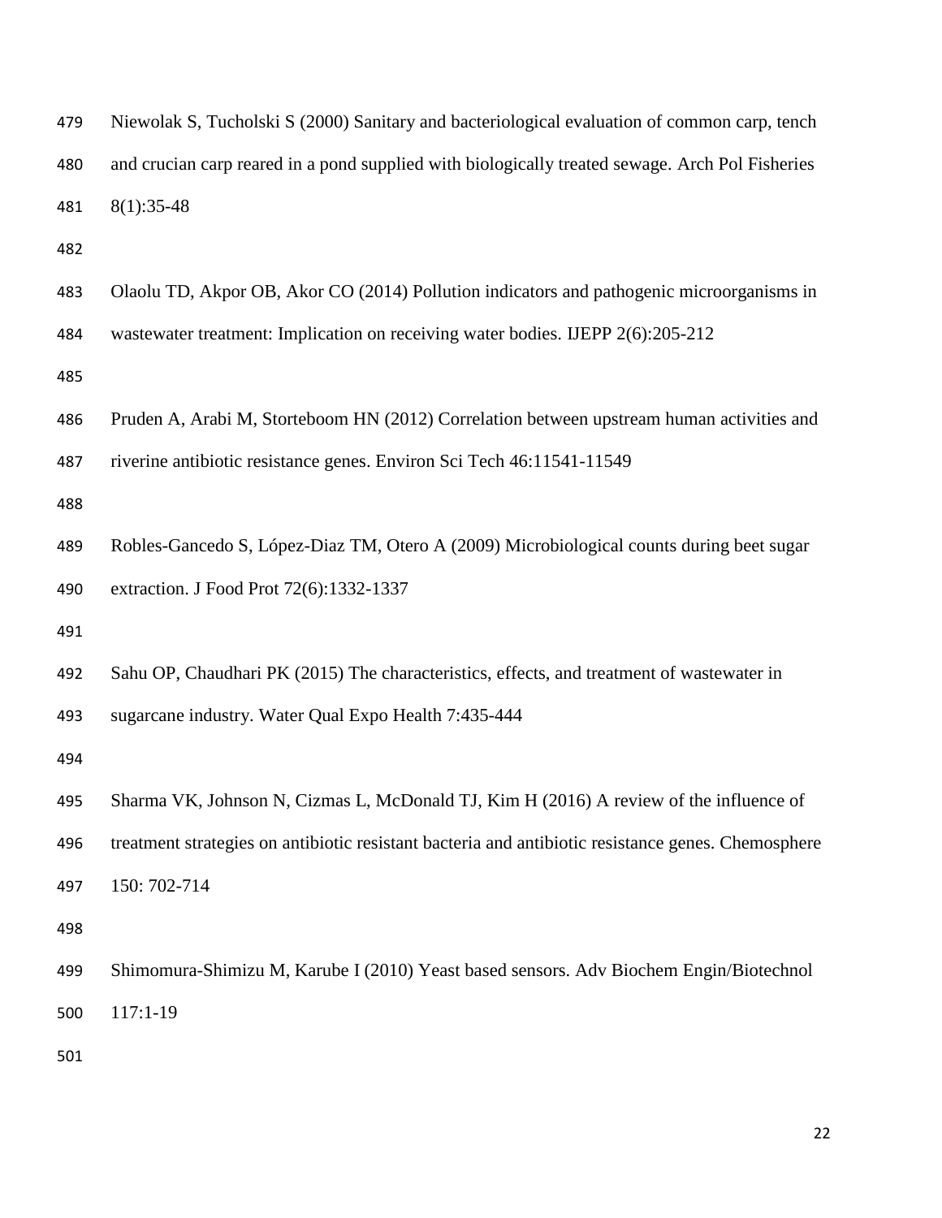Niewolak S, Tucholski S (2000) Sanitary and bacteriological evaluation of common carp, tench and crucian carp reared in a pond supplied with biologically treated sewage. Arch Pol Fisheries 8(1):35-48

Olaolu TD, Akpor OB, Akor CO (2014) Pollution indicators and pathogenic microorganisms in wastewater treatment: Implication on receiving water bodies. IJEPP 2(6):205-212

Pruden A, Arabi M, Storteboom HN (2012) Correlation between upstream human activities and riverine antibiotic resistance genes. Environ Sci Tech 46:11541-11549

Robles-Gancedo S, López-Diaz TM, Otero A (2009) Microbiological counts during beet sugar extraction. J Food Prot 72(6):1332-1337

Sahu OP, Chaudhari PK (2015) The characteristics, effects, and treatment of wastewater in sugarcane industry. Water Qual Expo Health 7:435-444

Sharma VK, Johnson N, Cizmas L, McDonald TJ, Kim H (2016) A review of the influence of treatment strategies on antibiotic resistant bacteria and antibiotic resistance genes. Chemosphere 150: 702-714

Shimomura-Shimizu M, Karube I (2010) Yeast based sensors. Adv Biochem Engin/Biotechnol 117:1-19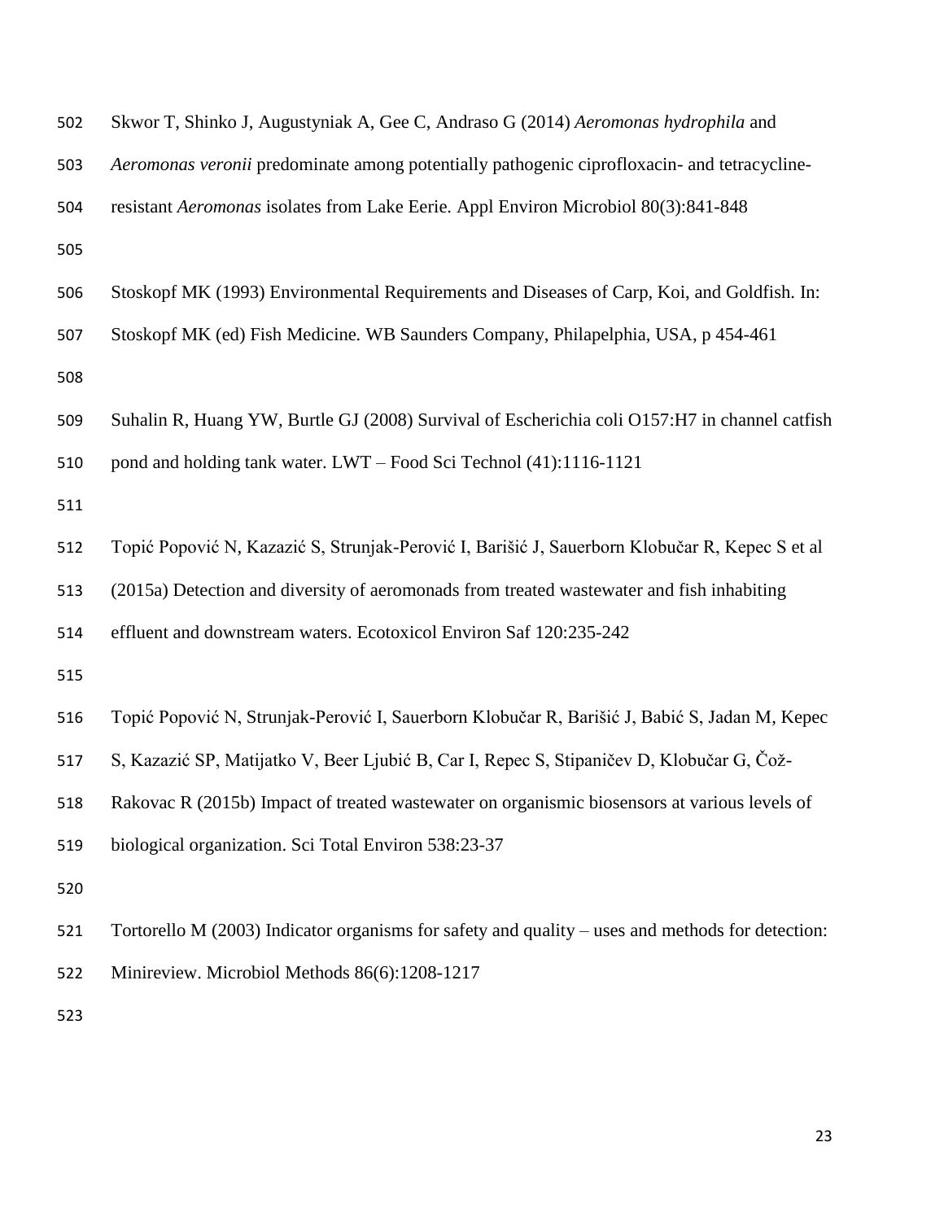Skwor T, Shinko J, Augustyniak A, Gee C, Andraso G (2014) *Aeromonas hydrophila* and *Aeromonas veronii* predominate among potentially pathogenic ciprofloxacin- and tetracycline-resistant *Aeromonas* isolates from Lake Eerie. Appl Environ Microbiol 80(3):841-848

Stoskopf MK (1993) Environmental Requirements and Diseases of Carp, Koi, and Goldfish. In: Stoskopf MK (ed) Fish Medicine. WB Saunders Company, Philapelphia, USA, p 454-461

Suhalin R, Huang YW, Burtle GJ (2008) Survival of Escherichia coli O157:H7 in channel catfish pond and holding tank water. LWT – Food Sci Technol (41):1116-1121

Topić Popović N, Kazazić S, Strunjak-Perović I, Barišić J, Sauerborn Klobučar R, Kepec S et al (2015a) Detection and diversity of aeromonads from treated wastewater and fish inhabiting effluent and downstream waters. Ecotoxicol Environ Saf 120:235-242

Topić Popović N, Strunjak-Perović I, Sauerborn Klobučar R, Barišić J, Babić S, Jadan M, Kepec S, Kazazić SP, Matijatko V, Beer Ljubić B, Car I, Repec S, Stipaničev D, Klobučar G, Čož-Rakovac R (2015b) Impact of treated wastewater on organismic biosensors at various levels of biological organization. Sci Total Environ 538:23-37

Tortorello M (2003) Indicator organisms for safety and quality – uses and methods for detection: Minireview. Microbiol Methods 86(6):1208-1217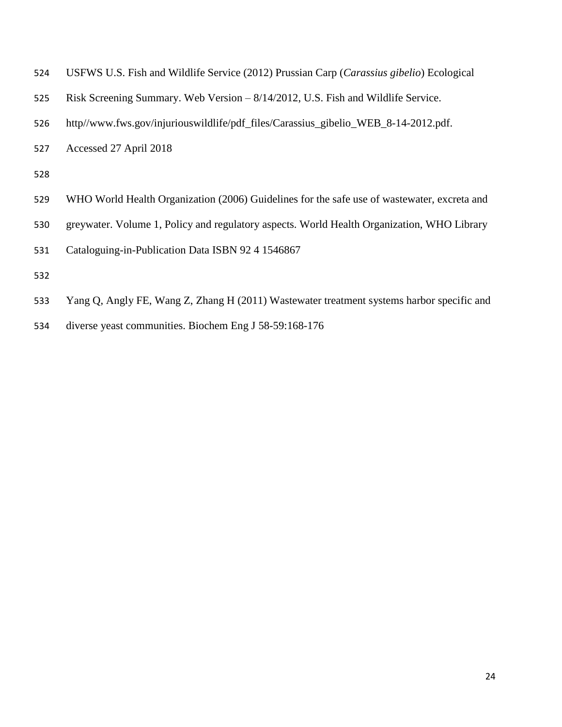USFWS U.S. Fish and Wildlife Service (2012) Prussian Carp (*Carassius gibelio*) Ecological Risk Screening Summary. Web Version – 8/14/2012, U.S. Fish and Wildlife Service. http//www.fws.gov/injuriouswildlife/pdf_files/Carassius_gibelio_WEB_8-14-2012.pdf. Accessed 27 April 2018

WHO World Health Organization (2006) Guidelines for the safe use of wastewater, excreta and greywater. Volume 1, Policy and regulatory aspects. World Health Organization, WHO Library Cataloguing-in-Publication Data ISBN 92 4 1546867

Yang Q, Angly FE, Wang Z, Zhang H (2011) Wastewater treatment systems harbor specific and diverse yeast communities. Biochem Eng J 58-59:168-176